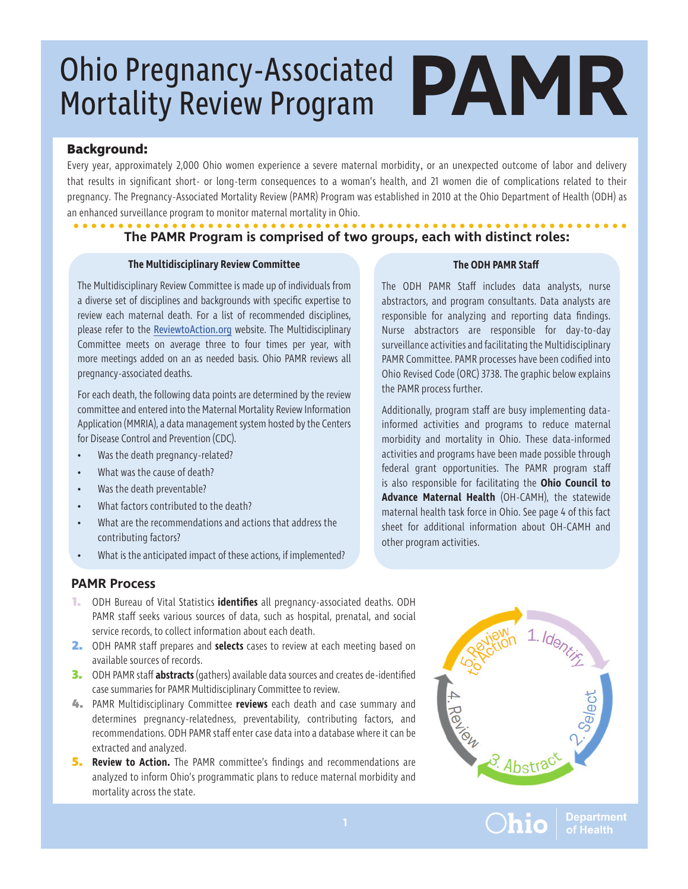# Ohio Pregnancy-Associated Mortality Review Program PAMR

## Background:

Every year, approximately 2,000 Ohio women experience a severe maternal morbidity, or an unexpected outcome of labor and delivery that results in significant short- or long-term consequences to a woman's health, and 21 women die of complications related to their pregnancy. The Pregnancy-Associated Mortality Review (PAMR) Program was established in 2010 at the Ohio Department of Health (ODH) as an enhanced surveillance program to monitor maternal mortality in Ohio.

## The PAMR Program is comprised of two groups, each with distinct roles:

### The Multidisciplinary Review Committee

The Multidisciplinary Review Committee is made up of individuals from a diverse set of disciplines and backgrounds with specific expertise to review each maternal death. For a list of recommended disciplines, please refer to the ReviewtoAction.org website. The Multidisciplinary Committee meets on average three to four times per year, with more meetings added on an as needed basis. Ohio PAMR reviews all pregnancy-associated deaths.

For each death, the following data points are determined by the review committee and entered into the Maternal Mortality Review Information Application (MMRIA), a data management system hosted by the Centers for Disease Control and Prevention (CDC).

- Was the death pregnancy-related?
- What was the cause of death?
- Was the death preventable?
- What factors contributed to the death?
- What are the recommendations and actions that address the contributing factors?
- What is the anticipated impact of these actions, if implemented?

### The ODH PAMR Staff

The ODH PAMR Staff includes data analysts, nurse abstractors, and program consultants. Data analysts are responsible for analyzing and reporting data findings. Nurse abstractors are responsible for day-to-day surveillance activities and facilitating the Multidisciplinary PAMR Committee. PAMR processes have been codified into Ohio Revised Code (ORC) 3738. The graphic below explains the PAMR process further.

Additionally, program staff are busy implementing data-informed activities and programs to reduce maternal morbidity and mortality in Ohio. These data-informed activities and programs have been made possible through federal grant opportunities. The PAMR program staff is also responsible for facilitating the **Ohio Council to Advance Maternal Health** (OH-CAMH), the statewide maternal health task force in Ohio. See page 4 of this fact sheet for additional information about OH-CAMH and other program activities.

## PAMR Process

1. ODH Bureau of Vital Statistics **identifies** all pregnancy-associated deaths. ODH PAMR staff seeks various sources of data, such as hospital, prenatal, and social service records, to collect information about each death.
2. ODH PAMR staff prepares and **selects** cases to review at each meeting based on available sources of records.
3. ODH PAMR staff **abstracts** (gathers) available data sources and creates de-identified case summaries for PAMR Multidisciplinary Committee to review.
4. PAMR Multidisciplinary Committee **reviews** each death and case summary and determines pregnancy-relatedness, preventability, contributing factors, and recommendations. ODH PAMR staff enter case data into a database where it can be extracted and analyzed.
5. **Review to Action.** The PAMR committee's findings and recommendations are analyzed to inform Ohio's programmatic plans to reduce maternal morbidity and mortality across the state.

1. Identify → 2. Select → 3. Abstract → 4. Review → 5. Review to Action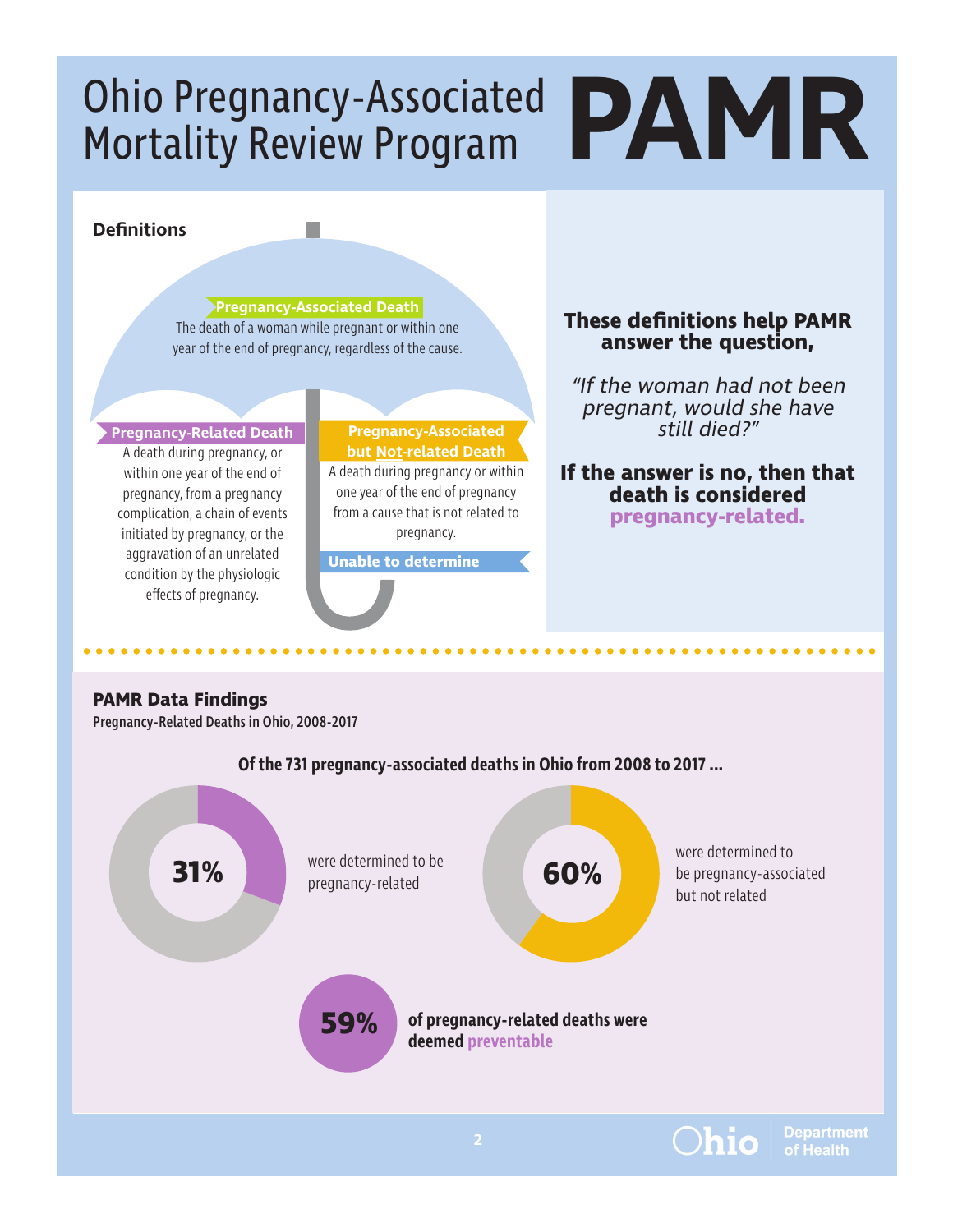# Ohio Pregnancy-Associated Mortality Review Program PAMR

## Definitions

**Pregnancy-Associated Death**
The death of a woman while pregnant or within one year of the end of pregnancy, regardless of the cause.

**Pregnancy-Related Death**
A death during pregnancy, or within one year of the end of pregnancy, from a pregnancy complication, a chain of events initiated by pregnancy, or the aggravation of an unrelated condition by the physiologic effects of pregnancy.

**Pregnancy-Associated but Not-related Death**
A death during pregnancy or within one year of the end of pregnancy from a cause that is not related to pregnancy.

**Unable to determine**

**These definitions help PAMR answer the question,**

*"If the woman had not been pregnant, would she have still died?"*

**If the answer is no, then that death is considered pregnancy-related.**

## PAMR Data Findings

**Pregnancy-Related Deaths in Ohio, 2008-2017**

**Of the 731 pregnancy-associated deaths in Ohio from 2008 to 2017 ...**

**31%** were determined to be pregnancy-related

**60%** were determined to be pregnancy-associated but not related

**59%** **of pregnancy-related deaths were deemed preventable**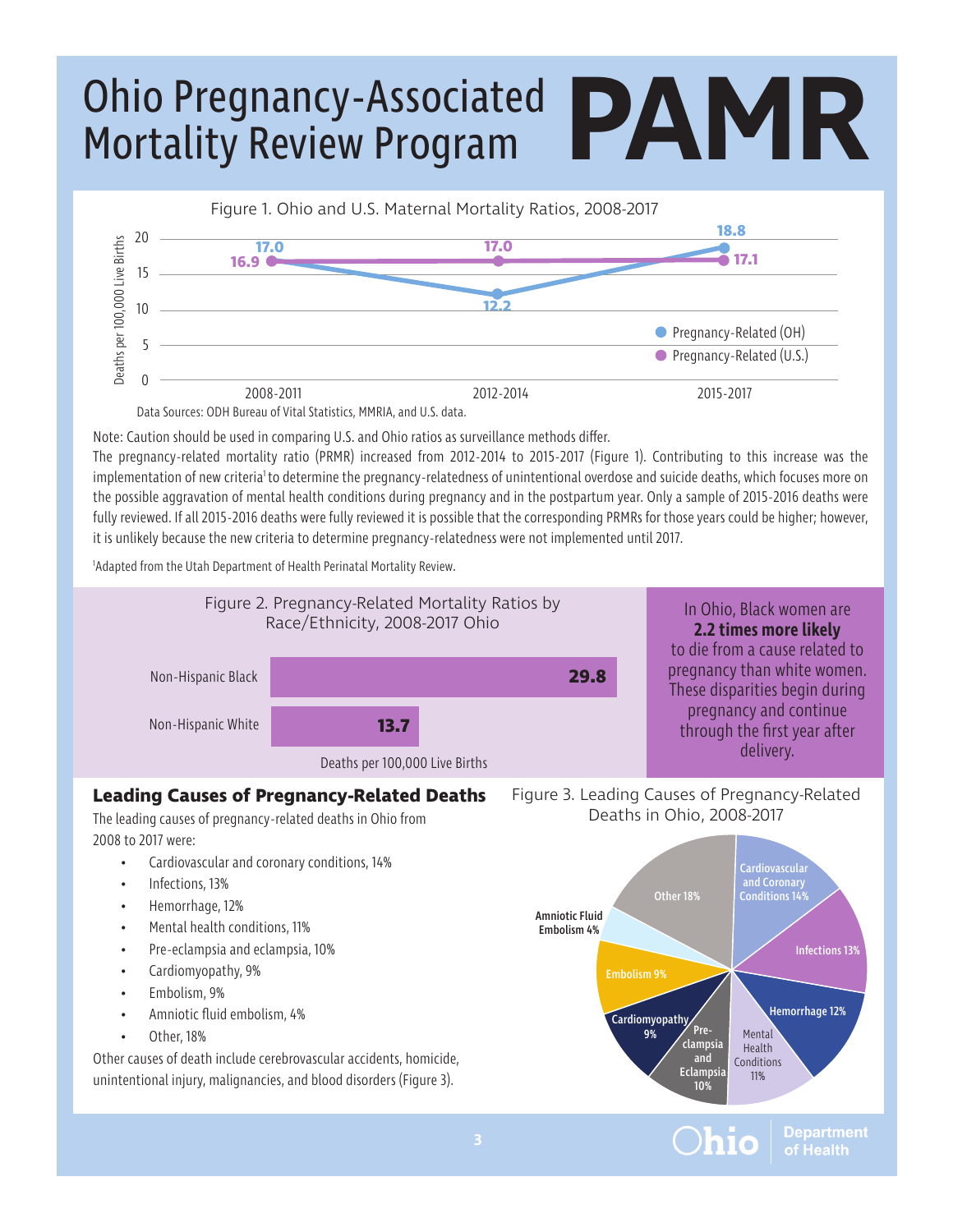# Ohio Pregnancy-Associated Mortality Review Program PAMR

Figure 1. Ohio and U.S. Maternal Mortality Ratios, 2008-2017

| Period | Pregnancy-Related (OH) | Pregnancy-Related (U.S.) |
| --- | --- | --- |
| 2008-2011 | 17.0 | 16.9 |
| 2012-2014 | 12.2 | 17.0 |
| 2015-2017 | 18.8 | 17.1 |

Deaths per 100,000 Live Births

Data Sources: ODH Bureau of Vital Statistics, MMRIA, and U.S. data.

Note: Caution should be used in comparing U.S. and Ohio ratios as surveillance methods differ.

The pregnancy-related mortality ratio (PRMR) increased from 2012-2014 to 2015-2017 (Figure 1). Contributing to this increase was the implementation of new criteria[1] to determine the pregnancy-relatedness of unintentional overdose and suicide deaths, which focuses more on the possible aggravation of mental health conditions during pregnancy and in the postpartum year. Only a sample of 2015-2016 deaths were fully reviewed. If all 2015-2016 deaths were fully reviewed it is possible that the corresponding PRMRs for those years could be higher; however, it is unlikely because the new criteria to determine pregnancy-relatedness were not implemented until 2017.

[1]Adapted from the Utah Department of Health Perinatal Mortality Review.

Figure 2. Pregnancy-Related Mortality Ratios by Race/Ethnicity, 2008-2017 Ohio

| Race/Ethnicity | Deaths per 100,000 Live Births |
| --- | --- |
| Non-Hispanic Black | 29.8 |
| Non-Hispanic White | 13.7 |

In Ohio, Black women are **2.2 times more likely** to die from a cause related to pregnancy than white women. These disparities begin during pregnancy and continue through the first year after delivery.

## Leading Causes of Pregnancy-Related Deaths

The leading causes of pregnancy-related deaths in Ohio from 2008 to 2017 were:

- Cardiovascular and coronary conditions, 14%
- Infections, 13%
- Hemorrhage, 12%
- Mental health conditions, 11%
- Pre-eclampsia and eclampsia, 10%
- Cardiomyopathy, 9%
- Embolism, 9%
- Amniotic fluid embolism, 4%
- Other, 18%

Other causes of death include cerebrovascular accidents, homicide, unintentional injury, malignancies, and blood disorders (Figure 3).

Figure 3. Leading Causes of Pregnancy-Related Deaths in Ohio, 2008-2017

| Cause | Percent |
| --- | --- |
| Cardiovascular and Coronary Conditions | 14% |
| Infections | 13% |
| Hemorrhage | 12% |
| Mental Health Conditions | 11% |
| Pre-clampsia and Eclampsia | 10% |
| Cardiomyopathy | 9% |
| Embolism | 9% |
| Amniotic Fluid Embolism | 4% |
| Other | 18% |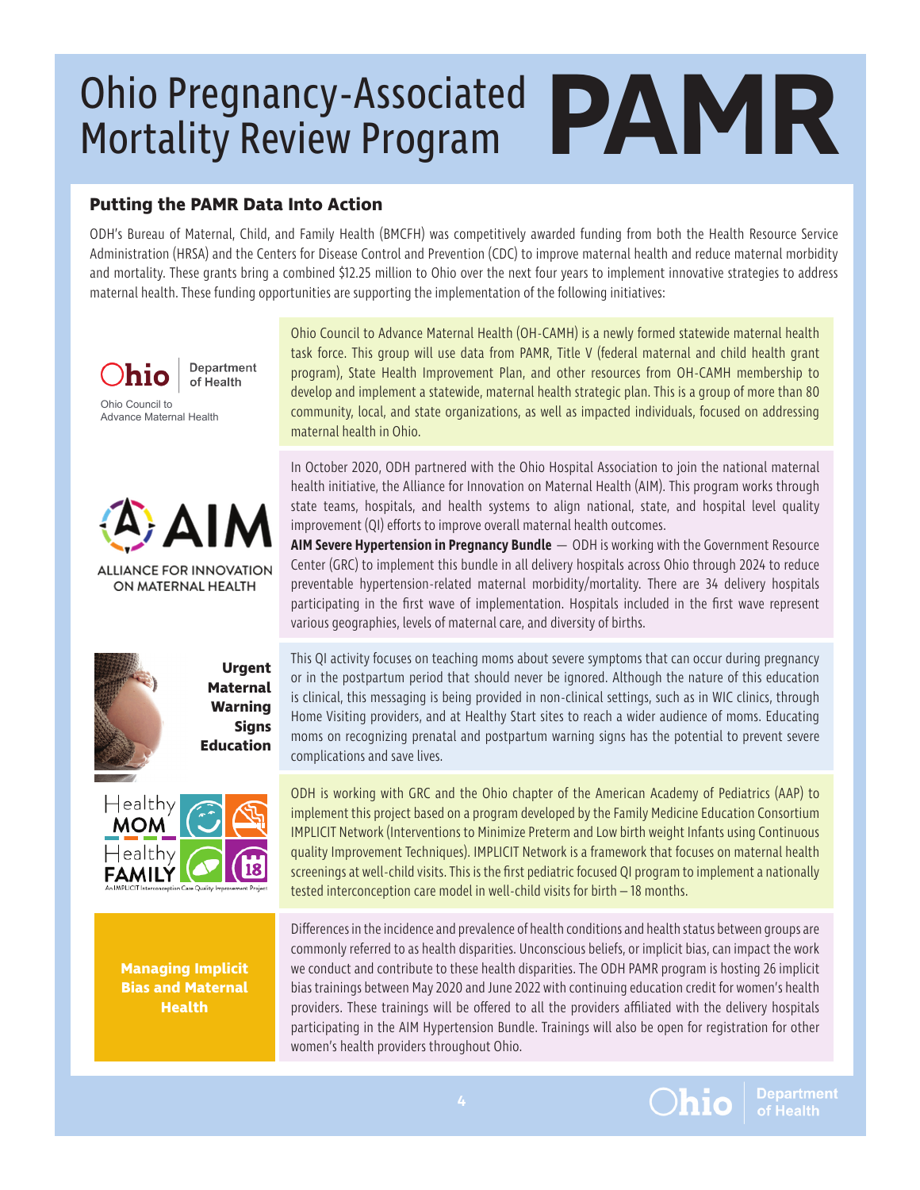# Ohio Pregnancy-Associated Mortality Review Program PAMR

## Putting the PAMR Data Into Action

ODH's Bureau of Maternal, Child, and Family Health (BMCFH) was competitively awarded funding from both the Health Resource Service Administration (HRSA) and the Centers for Disease Control and Prevention (CDC) to improve maternal health and reduce maternal morbidity and mortality. These grants bring a combined $12.25 million to Ohio over the next four years to implement innovative strategies to address maternal health. These funding opportunities are supporting the implementation of the following initiatives:

### Ohio Council to Advance Maternal Health

Ohio Council to Advance Maternal Health (OH-CAMH) is a newly formed statewide maternal health task force. This group will use data from PAMR, Title V (federal maternal and child health grant program), State Health Improvement Plan, and other resources from OH-CAMH membership to develop and implement a statewide, maternal health strategic plan. This is a group of more than 80 community, local, and state organizations, as well as impacted individuals, focused on addressing maternal health in Ohio.

### AIM – Alliance for Innovation on Maternal Health

In October 2020, ODH partnered with the Ohio Hospital Association to join the national maternal health initiative, the Alliance for Innovation on Maternal Health (AIM). This program works through state teams, hospitals, and health systems to align national, state, and hospital level quality improvement (QI) efforts to improve overall maternal health outcomes.

**AIM Severe Hypertension in Pregnancy Bundle** — ODH is working with the Government Resource Center (GRC) to implement this bundle in all delivery hospitals across Ohio through 2024 to reduce preventable hypertension-related maternal morbidity/mortality. There are 34 delivery hospitals participating in the first wave of implementation. Hospitals included in the first wave represent various geographies, levels of maternal care, and diversity of births.

### Urgent Maternal Warning Signs Education

This QI activity focuses on teaching moms about severe symptoms that can occur during pregnancy or in the postpartum period that should never be ignored. Although the nature of this education is clinical, this messaging is being provided in non-clinical settings, such as in WIC clinics, through Home Visiting providers, and at Healthy Start sites to reach a wider audience of moms. Educating moms on recognizing prenatal and postpartum warning signs has the potential to prevent severe complications and save lives.

### Healthy MOM Healthy FAMILY – An IMPLICIT Interconception Care Quality Improvement Project

ODH is working with GRC and the Ohio chapter of the American Academy of Pediatrics (AAP) to implement this project based on a program developed by the Family Medicine Education Consortium IMPLICIT Network (Interventions to Minimize Preterm and Low birth weight Infants using Continuous quality Improvement Techniques). IMPLICIT Network is a framework that focuses on maternal health screenings at well-child visits. This is the first pediatric focused QI program to implement a nationally tested interconception care model in well-child visits for birth – 18 months.

### Managing Implicit Bias and Maternal Health

Differences in the incidence and prevalence of health conditions and health status between groups are commonly referred to as health disparities. Unconscious beliefs, or implicit bias, can impact the work we conduct and contribute to these health disparities. The ODH PAMR program is hosting 26 implicit bias trainings between May 2020 and June 2022 with continuing education credit for women's health providers. These trainings will be offered to all the providers affiliated with the delivery hospitals participating in the AIM Hypertension Bundle. Trainings will also be open for registration for other women's health providers throughout Ohio.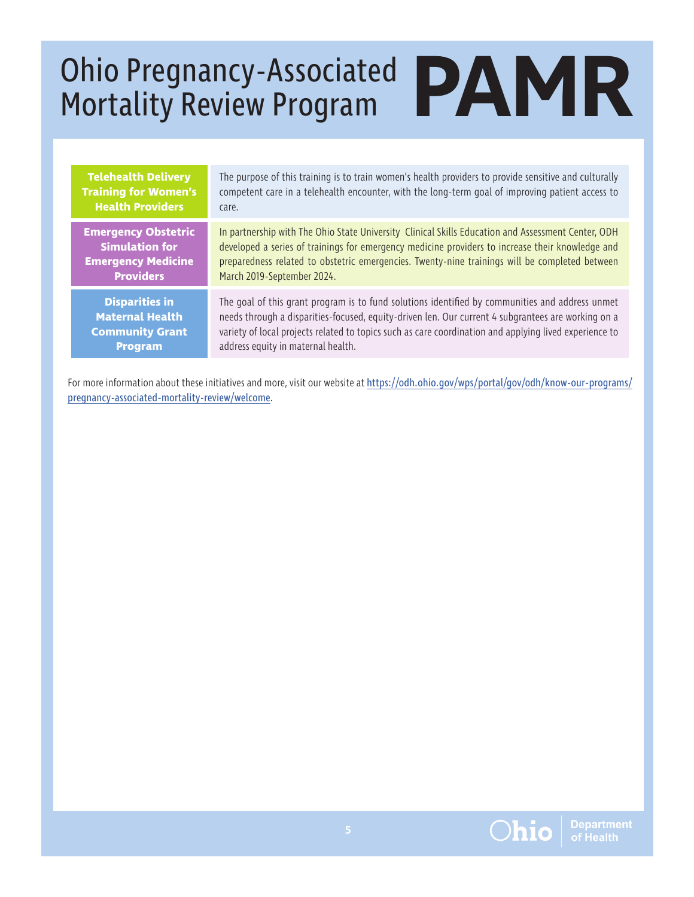# Ohio Pregnancy-Associated Mortality Review Program PAMR

| | |
|---|---|
| **Telehealth Delivery Training for Women's Health Providers** | The purpose of this training is to train women's health providers to provide sensitive and culturally competent care in a telehealth encounter, with the long-term goal of improving patient access to care. |
| **Emergency Obstetric Simulation for Emergency Medicine Providers** | In partnership with The Ohio State University Clinical Skills Education and Assessment Center, ODH developed a series of trainings for emergency medicine providers to increase their knowledge and preparedness related to obstetric emergencies. Twenty-nine trainings will be completed between March 2019-September 2024. |
| **Disparities in Maternal Health Community Grant Program** | The goal of this grant program is to fund solutions identified by communities and address unmet needs through a disparities-focused, equity-driven len. Our current 4 subgrantees are working on a variety of local projects related to topics such as care coordination and applying lived experience to address equity in maternal health. |

For more information about these initiatives and more, visit our website at https://odh.ohio.gov/wps/portal/gov/odh/know-our-programs/pregnancy-associated-mortality-review/welcome.